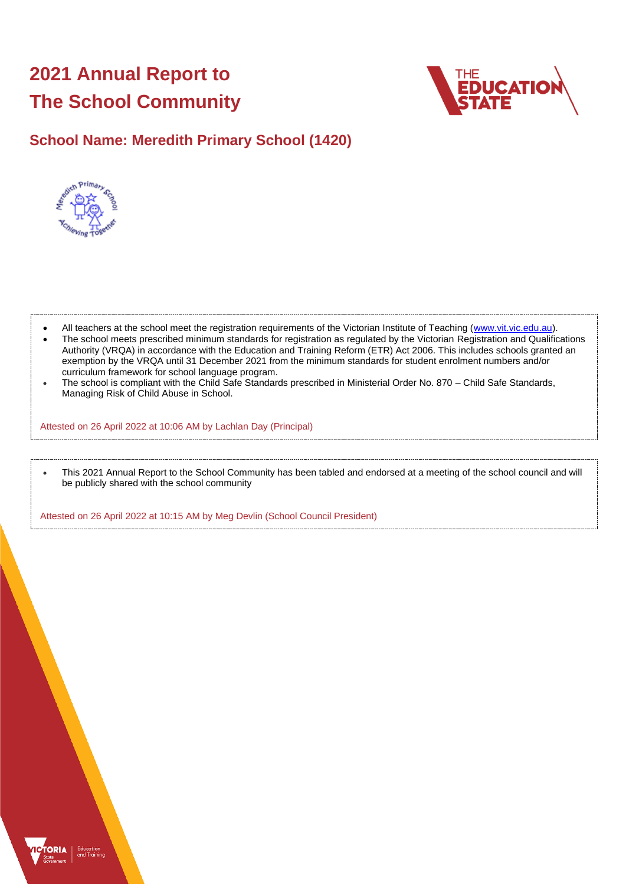# 2021 Annual Report to The School Community

## School Name: Meredith Primary School (1420)

- All teachers at the school meet the registration requirements of the Victorian Institute of Teaching (www.vit.vic.edu.au).
- The school meets prescribed minimum standards for registration as regulated by the Victorian Registration and Qualifications Authority (VRQA) in accordance with the Education and Training Reform (ETR) Act 2006. This includes schools granted an exemption by the VRQA until 31 December 2021 from the minimum standards for student enrolment numbers and/or curriculum framework for school language program.
- The school is compliant with the Child Safe Standards prescribed in Ministerial Order No. 870 – Child Safe Standards, Managing Risk of Child Abuse in School.

Attested on 26 April 2022 at 10:06 AM by Lachlan Day (Principal)

- This 2021 Annual Report to the School Community has been tabled and endorsed at a meeting of the school council and will be publicly shared with the school community

Attested on 26 April 2022 at 10:15 AM by Meg Devlin (School Council President)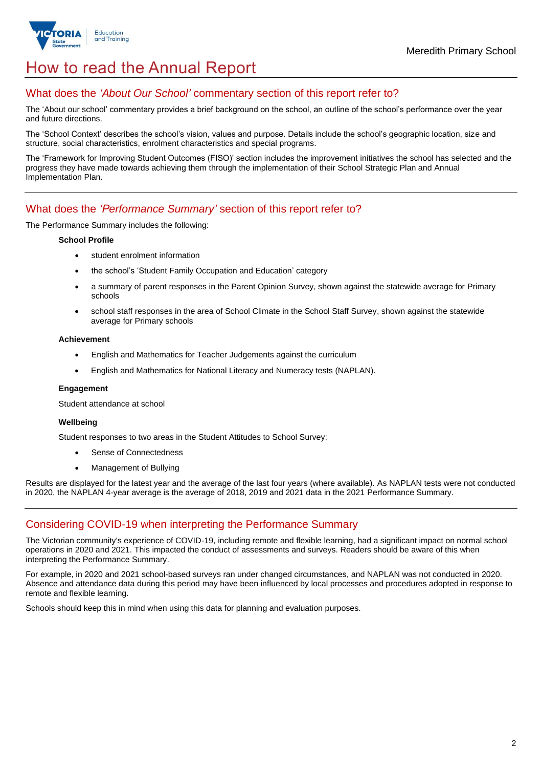# How to read the Annual Report

## What does the *'About Our School'* commentary section of this report refer to?

The 'About our school' commentary provides a brief background on the school, an outline of the school's performance over the year and future directions.

The 'School Context' describes the school's vision, values and purpose. Details include the school's geographic location, size and structure, social characteristics, enrolment characteristics and special programs.

The 'Framework for Improving Student Outcomes (FISO)' section includes the improvement initiatives the school has selected and the progress they have made towards achieving them through the implementation of their School Strategic Plan and Annual Implementation Plan.

## What does the *'Performance Summary'* section of this report refer to?

The Performance Summary includes the following:

**School Profile**

- student enrolment information
- the school's 'Student Family Occupation and Education' category
- a summary of parent responses in the Parent Opinion Survey, shown against the statewide average for Primary schools
- school staff responses in the area of School Climate in the School Staff Survey, shown against the statewide average for Primary schools

**Achievement**

- English and Mathematics for Teacher Judgements against the curriculum
- English and Mathematics for National Literacy and Numeracy tests (NAPLAN).

**Engagement**

Student attendance at school

**Wellbeing**

Student responses to two areas in the Student Attitudes to School Survey:

- Sense of Connectedness
- Management of Bullying

Results are displayed for the latest year and the average of the last four years (where available). As NAPLAN tests were not conducted in 2020, the NAPLAN 4-year average is the average of 2018, 2019 and 2021 data in the 2021 Performance Summary.

## Considering COVID-19 when interpreting the Performance Summary

The Victorian community's experience of COVID-19, including remote and flexible learning, had a significant impact on normal school operations in 2020 and 2021. This impacted the conduct of assessments and surveys. Readers should be aware of this when interpreting the Performance Summary.

For example, in 2020 and 2021 school-based surveys ran under changed circumstances, and NAPLAN was not conducted in 2020. Absence and attendance data during this period may have been influenced by local processes and procedures adopted in response to remote and flexible learning.

Schools should keep this in mind when using this data for planning and evaluation purposes.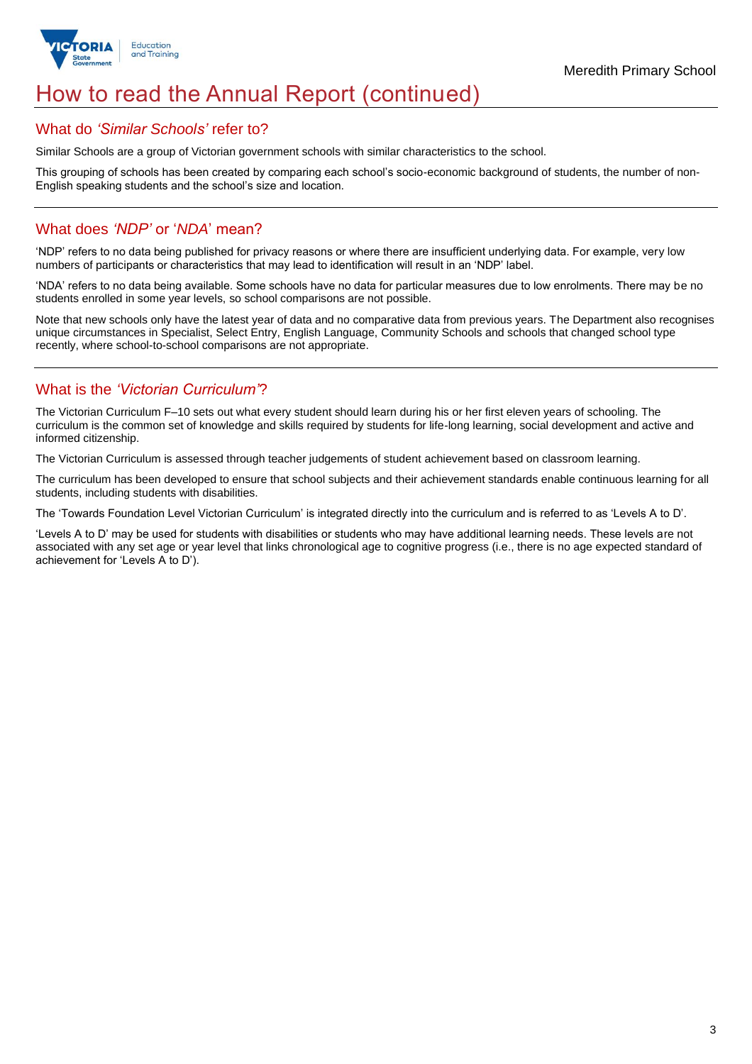# How to read the Annual Report (continued)

## What do *'Similar Schools'* refer to?

Similar Schools are a group of Victorian government schools with similar characteristics to the school.

This grouping of schools has been created by comparing each school's socio-economic background of students, the number of non-English speaking students and the school's size and location.

## What does *'NDP'* or '*NDA*' mean?

'NDP' refers to no data being published for privacy reasons or where there are insufficient underlying data. For example, very low numbers of participants or characteristics that may lead to identification will result in an 'NDP' label.

'NDA' refers to no data being available. Some schools have no data for particular measures due to low enrolments. There may be no students enrolled in some year levels, so school comparisons are not possible.

Note that new schools only have the latest year of data and no comparative data from previous years. The Department also recognises unique circumstances in Specialist, Select Entry, English Language, Community Schools and schools that changed school type recently, where school-to-school comparisons are not appropriate.

## What is the *'Victorian Curriculum'*?

The Victorian Curriculum F–10 sets out what every student should learn during his or her first eleven years of schooling. The curriculum is the common set of knowledge and skills required by students for life-long learning, social development and active and informed citizenship.

The Victorian Curriculum is assessed through teacher judgements of student achievement based on classroom learning.

The curriculum has been developed to ensure that school subjects and their achievement standards enable continuous learning for all students, including students with disabilities.

The 'Towards Foundation Level Victorian Curriculum' is integrated directly into the curriculum and is referred to as 'Levels A to D'.

'Levels A to D' may be used for students with disabilities or students who may have additional learning needs. These levels are not associated with any set age or year level that links chronological age to cognitive progress (i.e., there is no age expected standard of achievement for 'Levels A to D').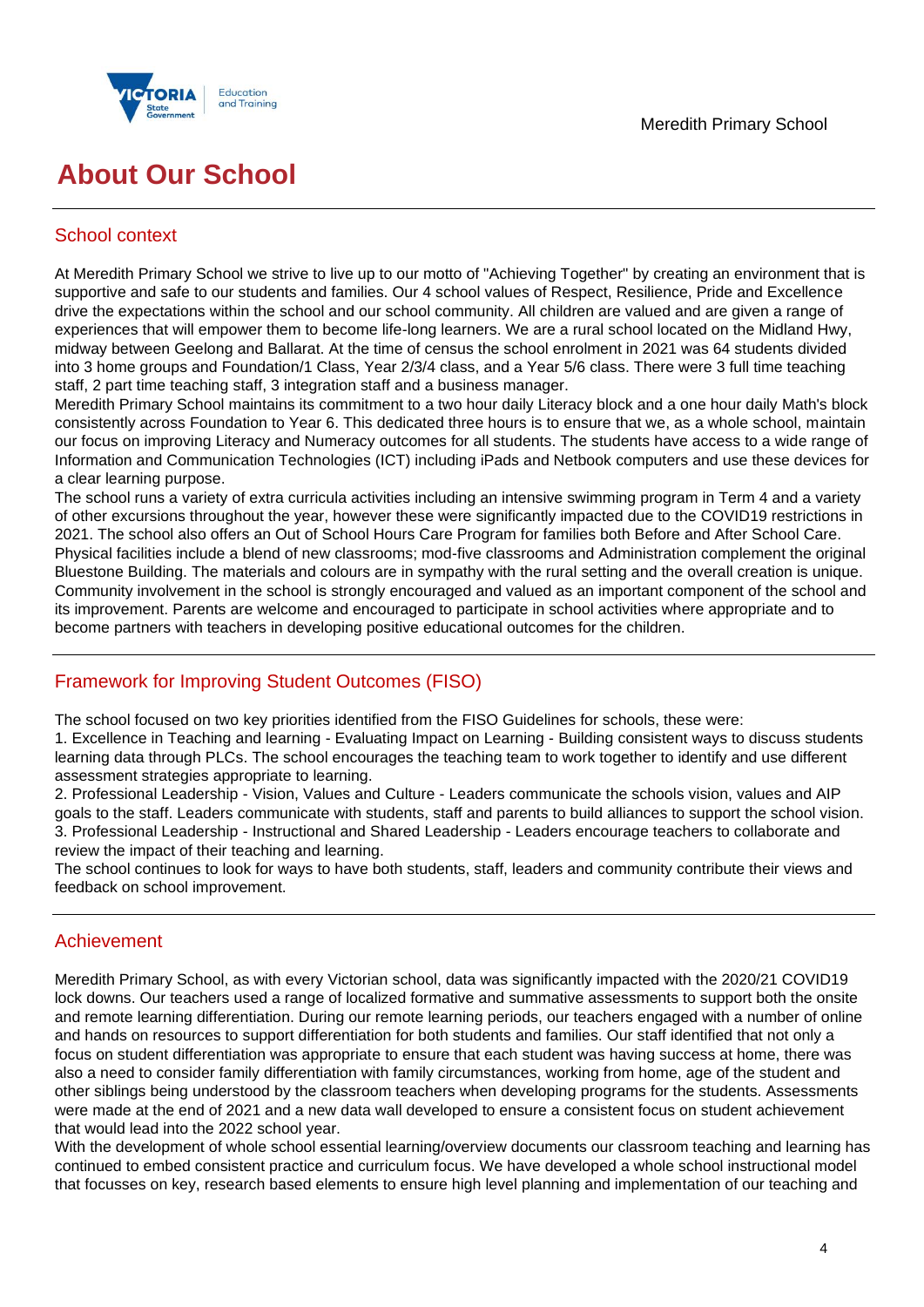# About Our School

## School context

At Meredith Primary School we strive to live up to our motto of "Achieving Together" by creating an environment that is supportive and safe to our students and families. Our 4 school values of Respect, Resilience, Pride and Excellence drive the expectations within the school and our school community. All children are valued and are given a range of experiences that will empower them to become life-long learners. We are a rural school located on the Midland Hwy, midway between Geelong and Ballarat. At the time of census the school enrolment in 2021 was 64 students divided into 3 home groups and Foundation/1 Class, Year 2/3/4 class, and a Year 5/6 class. There were 3 full time teaching staff, 2 part time teaching staff, 3 integration staff and a business manager.
Meredith Primary School maintains its commitment to a two hour daily Literacy block and a one hour daily Math's block consistently across Foundation to Year 6. This dedicated three hours is to ensure that we, as a whole school, maintain our focus on improving Literacy and Numeracy outcomes for all students. The students have access to a wide range of Information and Communication Technologies (ICT) including iPads and Netbook computers and use these devices for a clear learning purpose.
The school runs a variety of extra curricula activities including an intensive swimming program in Term 4 and a variety of other excursions throughout the year, however these were significantly impacted due to the COVID19 restrictions in 2021. The school also offers an Out of School Hours Care Program for families both Before and After School Care.
Physical facilities include a blend of new classrooms; mod-five classrooms and Administration complement the original Bluestone Building. The materials and colours are in sympathy with the rural setting and the overall creation is unique.
Community involvement in the school is strongly encouraged and valued as an important component of the school and its improvement. Parents are welcome and encouraged to participate in school activities where appropriate and to become partners with teachers in developing positive educational outcomes for the children.

## Framework for Improving Student Outcomes (FISO)

The school focused on two key priorities identified from the FISO Guidelines for schools, these were:
1. Excellence in Teaching and learning - Evaluating Impact on Learning - Building consistent ways to discuss students learning data through PLCs. The school encourages the teaching team to work together to identify and use different assessment strategies appropriate to learning.
2. Professional Leadership - Vision, Values and Culture - Leaders communicate the schools vision, values and AIP goals to the staff. Leaders communicate with students, staff and parents to build alliances to support the school vision.
3. Professional Leadership - Instructional and Shared Leadership - Leaders encourage teachers to collaborate and review the impact of their teaching and learning.
The school continues to look for ways to have both students, staff, leaders and community contribute their views and feedback on school improvement.

## Achievement

Meredith Primary School, as with every Victorian school, data was significantly impacted with the 2020/21 COVID19 lock downs. Our teachers used a range of localized formative and summative assessments to support both the onsite and remote learning differentiation. During our remote learning periods, our teachers engaged with a number of online and hands on resources to support differentiation for both students and families. Our staff identified that not only a focus on student differentiation was appropriate to ensure that each student was having success at home, there was also a need to consider family differentiation with family circumstances, working from home, age of the student and other siblings being understood by the classroom teachers when developing programs for the students. Assessments were made at the end of 2021 and a new data wall developed to ensure a consistent focus on student achievement that would lead into the 2022 school year.
With the development of whole school essential learning/overview documents our classroom teaching and learning has continued to embed consistent practice and curriculum focus. We have developed a whole school instructional model that focusses on key, research based elements to ensure high level planning and implementation of our teaching and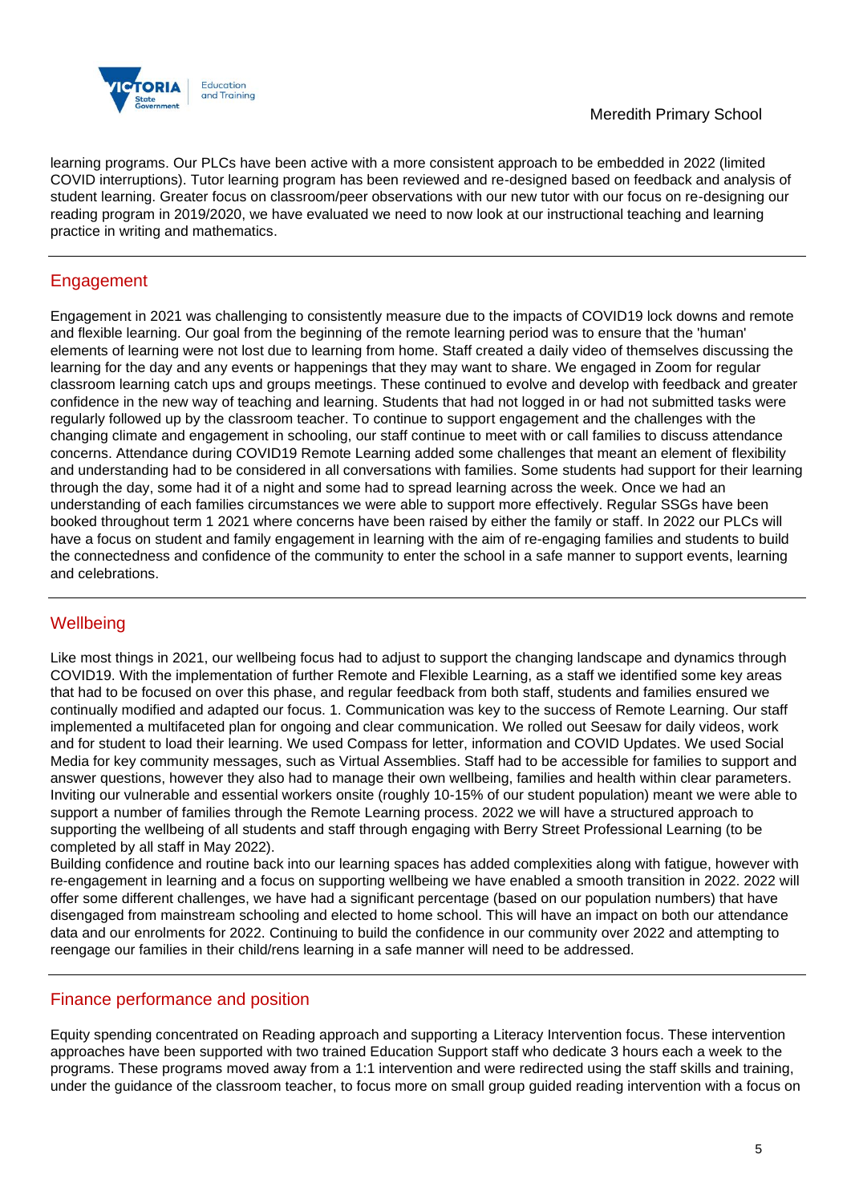learning programs. Our PLCs have been active with a more consistent approach to be embedded in 2022 (limited COVID interruptions). Tutor learning program has been reviewed and re-designed based on feedback and analysis of student learning. Greater focus on classroom/peer observations with our new tutor with our focus on re-designing our reading program in 2019/2020, we have evaluated we need to now look at our instructional teaching and learning practice in writing and mathematics.

## Engagement

Engagement in 2021 was challenging to consistently measure due to the impacts of COVID19 lock downs and remote and flexible learning. Our goal from the beginning of the remote learning period was to ensure that the 'human' elements of learning were not lost due to learning from home. Staff created a daily video of themselves discussing the learning for the day and any events or happenings that they may want to share. We engaged in Zoom for regular classroom learning catch ups and groups meetings. These continued to evolve and develop with feedback and greater confidence in the new way of teaching and learning. Students that had not logged in or had not submitted tasks were regularly followed up by the classroom teacher. To continue to support engagement and the challenges with the changing climate and engagement in schooling, our staff continue to meet with or call families to discuss attendance concerns. Attendance during COVID19 Remote Learning added some challenges that meant an element of flexibility and understanding had to be considered in all conversations with families. Some students had support for their learning through the day, some had it of a night and some had to spread learning across the week. Once we had an understanding of each families circumstances we were able to support more effectively. Regular SSGs have been booked throughout term 1 2021 where concerns have been raised by either the family or staff. In 2022 our PLCs will have a focus on student and family engagement in learning with the aim of re-engaging families and students to build the connectedness and confidence of the community to enter the school in a safe manner to support events, learning and celebrations.

## Wellbeing

Like most things in 2021, our wellbeing focus had to adjust to support the changing landscape and dynamics through COVID19. With the implementation of further Remote and Flexible Learning, as a staff we identified some key areas that had to be focused on over this phase, and regular feedback from both staff, students and families ensured we continually modified and adapted our focus. 1. Communication was key to the success of Remote Learning. Our staff implemented a multifaceted plan for ongoing and clear communication. We rolled out Seesaw for daily videos, work and for student to load their learning. We used Compass for letter, information and COVID Updates. We used Social Media for key community messages, such as Virtual Assemblies. Staff had to be accessible for families to support and answer questions, however they also had to manage their own wellbeing, families and health within clear parameters. Inviting our vulnerable and essential workers onsite (roughly 10-15% of our student population) meant we were able to support a number of families through the Remote Learning process. 2022 we will have a structured approach to supporting the wellbeing of all students and staff through engaging with Berry Street Professional Learning (to be completed by all staff in May 2022).

Building confidence and routine back into our learning spaces has added complexities along with fatigue, however with re-engagement in learning and a focus on supporting wellbeing we have enabled a smooth transition in 2022. 2022 will offer some different challenges, we have had a significant percentage (based on our population numbers) that have disengaged from mainstream schooling and elected to home school. This will have an impact on both our attendance data and our enrolments for 2022. Continuing to build the confidence in our community over 2022 and attempting to reengage our families in their child/rens learning in a safe manner will need to be addressed.

## Finance performance and position

Equity spending concentrated on Reading approach and supporting a Literacy Intervention focus. These intervention approaches have been supported with two trained Education Support staff who dedicate 3 hours each a week to the programs. These programs moved away from a 1:1 intervention and were redirected using the staff skills and training, under the guidance of the classroom teacher, to focus more on small group guided reading intervention with a focus on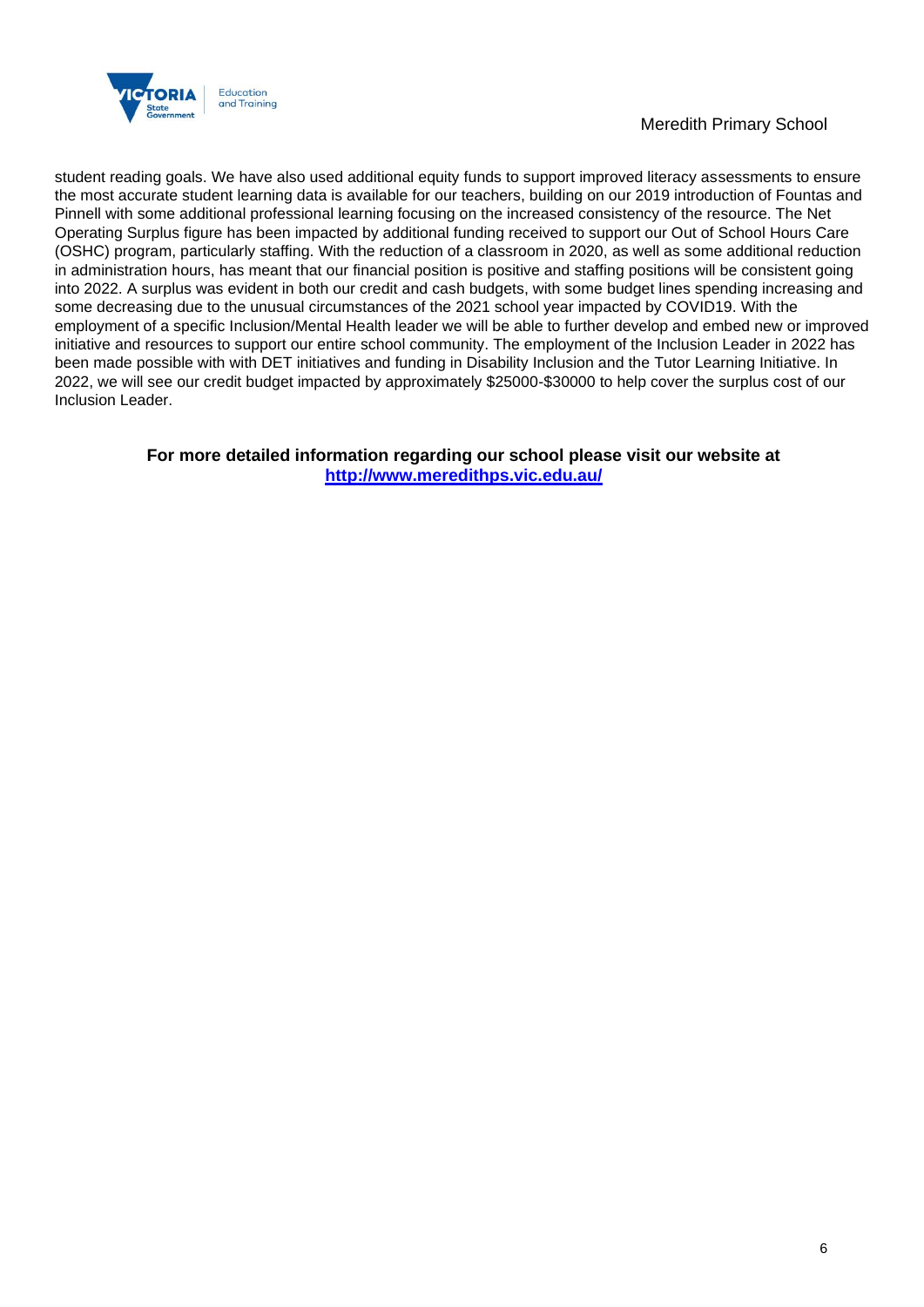student reading goals. We have also used additional equity funds to support improved literacy assessments to ensure the most accurate student learning data is available for our teachers, building on our 2019 introduction of Fountas and Pinnell with some additional professional learning focusing on the increased consistency of the resource. The Net Operating Surplus figure has been impacted by additional funding received to support our Out of School Hours Care (OSHC) program, particularly staffing. With the reduction of a classroom in 2020, as well as some additional reduction in administration hours, has meant that our financial position is positive and staffing positions will be consistent going into 2022. A surplus was evident in both our credit and cash budgets, with some budget lines spending increasing and some decreasing due to the unusual circumstances of the 2021 school year impacted by COVID19. With the employment of a specific Inclusion/Mental Health leader we will be able to further develop and embed new or improved initiative and resources to support our entire school community. The employment of the Inclusion Leader in 2022 has been made possible with with DET initiatives and funding in Disability Inclusion and the Tutor Learning Initiative. In 2022, we will see our credit budget impacted by approximately $25000-$30000 to help cover the surplus cost of our Inclusion Leader.

**For more detailed information regarding our school please visit our website at [http://www.meredithps.vic.edu.au/](http://www.meredithps.vic.edu.au/)**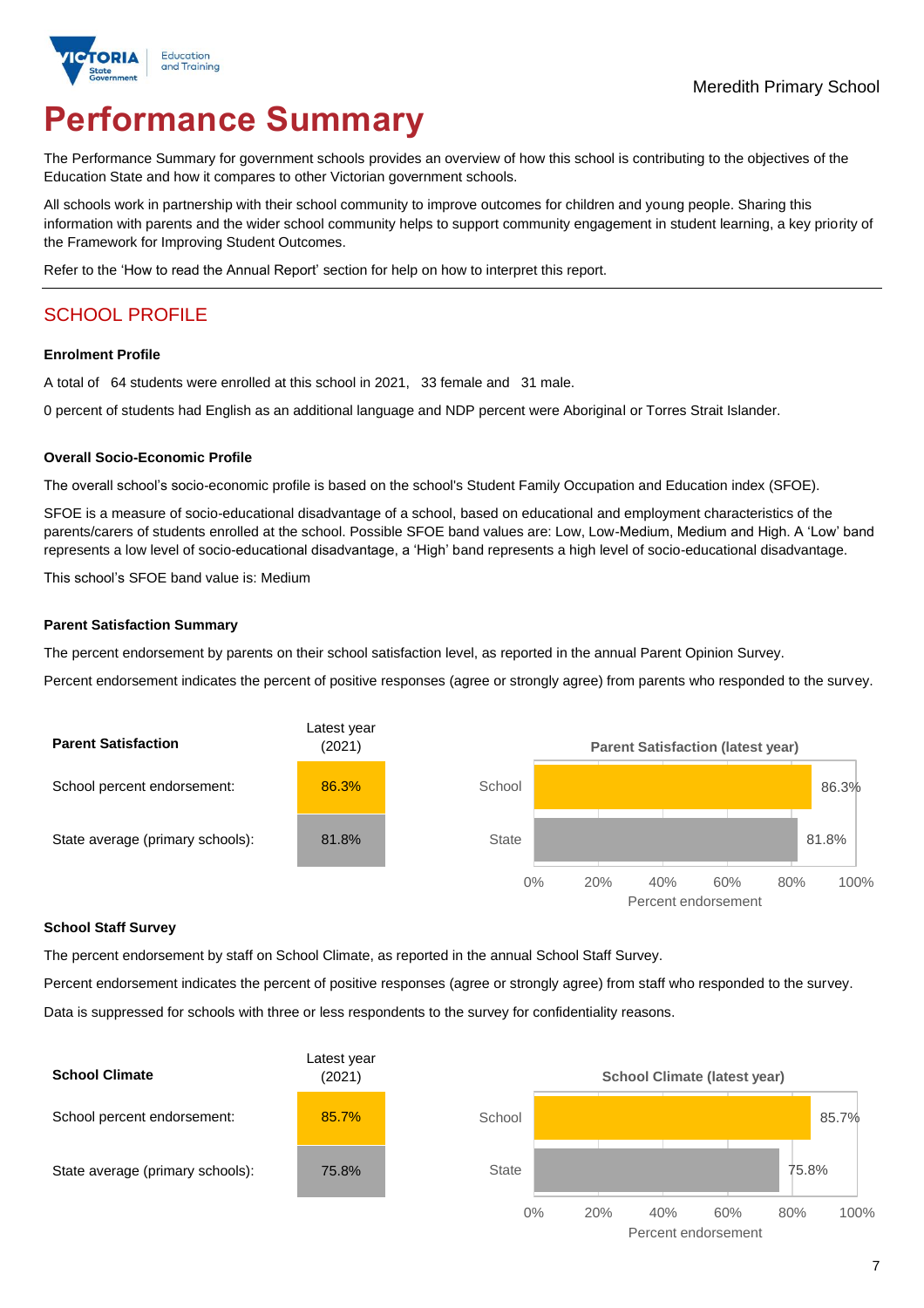Meredith Primary School

# Performance Summary

The Performance Summary for government schools provides an overview of how this school is contributing to the objectives of the Education State and how it compares to other Victorian government schools.

All schools work in partnership with their school community to improve outcomes for children and young people. Sharing this information with parents and the wider school community helps to support community engagement in student learning, a key priority of the Framework for Improving Student Outcomes.

Refer to the 'How to read the Annual Report' section for help on how to interpret this report.

## SCHOOL PROFILE

### Enrolment Profile

A total of 64 students were enrolled at this school in 2021, 33 female and 31 male.

0 percent of students had English as an additional language and NDP percent were Aboriginal or Torres Strait Islander.

### Overall Socio-Economic Profile

The overall school's socio-economic profile is based on the school's Student Family Occupation and Education index (SFOE).

SFOE is a measure of socio-educational disadvantage of a school, based on educational and employment characteristics of the parents/carers of students enrolled at the school. Possible SFOE band values are: Low, Low-Medium, Medium and High. A 'Low' band represents a low level of socio-educational disadvantage, a 'High' band represents a high level of socio-educational disadvantage.

This school's SFOE band value is: Medium

### Parent Satisfaction Summary

The percent endorsement by parents on their school satisfaction level, as reported in the annual Parent Opinion Survey.

Percent endorsement indicates the percent of positive responses (agree or strongly agree) from parents who responded to the survey.

| Parent Satisfaction | Latest year (2021) |
|---|---|
| School percent endorsement: | 86.3% |
| State average (primary schools): | 81.8% |

**Parent Satisfaction (latest year)**

| | Percent endorsement |
|---|---|
| School | 86.3% |
| State | 81.8% |

### School Staff Survey

The percent endorsement by staff on School Climate, as reported in the annual School Staff Survey.

Percent endorsement indicates the percent of positive responses (agree or strongly agree) from staff who responded to the survey.

Data is suppressed for schools with three or less respondents to the survey for confidentiality reasons.

| School Climate | Latest year (2021) |
|---|---|
| School percent endorsement: | 85.7% |
| State average (primary schools): | 75.8% |

**School Climate (latest year)**

| | Percent endorsement |
|---|---|
| School | 85.7% |
| State | 75.8% |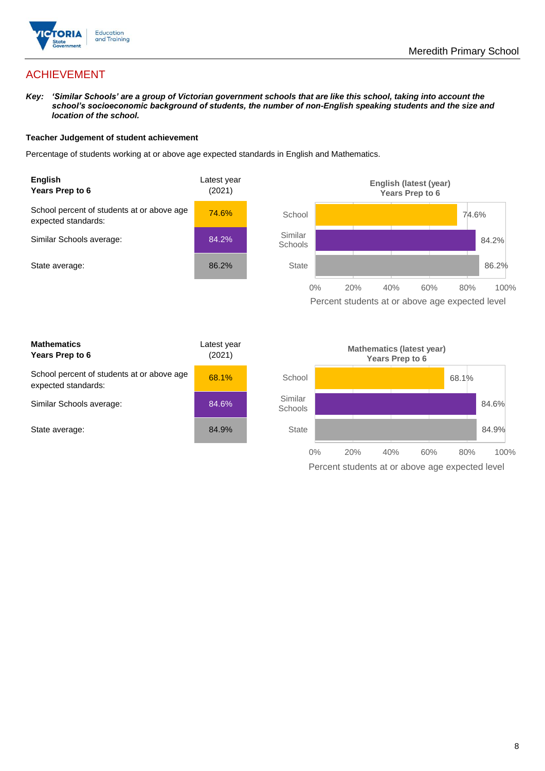# ACHIEVEMENT

***Key:** 'Similar Schools' are a group of Victorian government schools that are like this school, taking into account the school's socioeconomic background of students, the number of non-English speaking students and the size and location of the school.*

**Teacher Judgement of student achievement**

Percentage of students working at or above age expected standards in English and Mathematics.

| **English** **Years Prep to 6** | Latest year (2021) |
|---|---|
| School percent of students at or above age expected standards: | 74.6% |
| Similar Schools average: | 84.2% |
| State average: | 86.2% |

**English (latest (year) Years Prep to 6**

| | Percent students at or above age expected level |
|---|---|
| School | 74.6% |
| Similar Schools | 84.2% |
| State | 86.2% |

| **Mathematics** **Years Prep to 6** | Latest year (2021) |
|---|---|
| School percent of students at or above age expected standards: | 68.1% |
| Similar Schools average: | 84.6% |
| State average: | 84.9% |

**Mathematics (latest year) Years Prep to 6**

| | Percent students at or above age expected level |
|---|---|
| School | 68.1% |
| Similar Schools | 84.6% |
| State | 84.9% |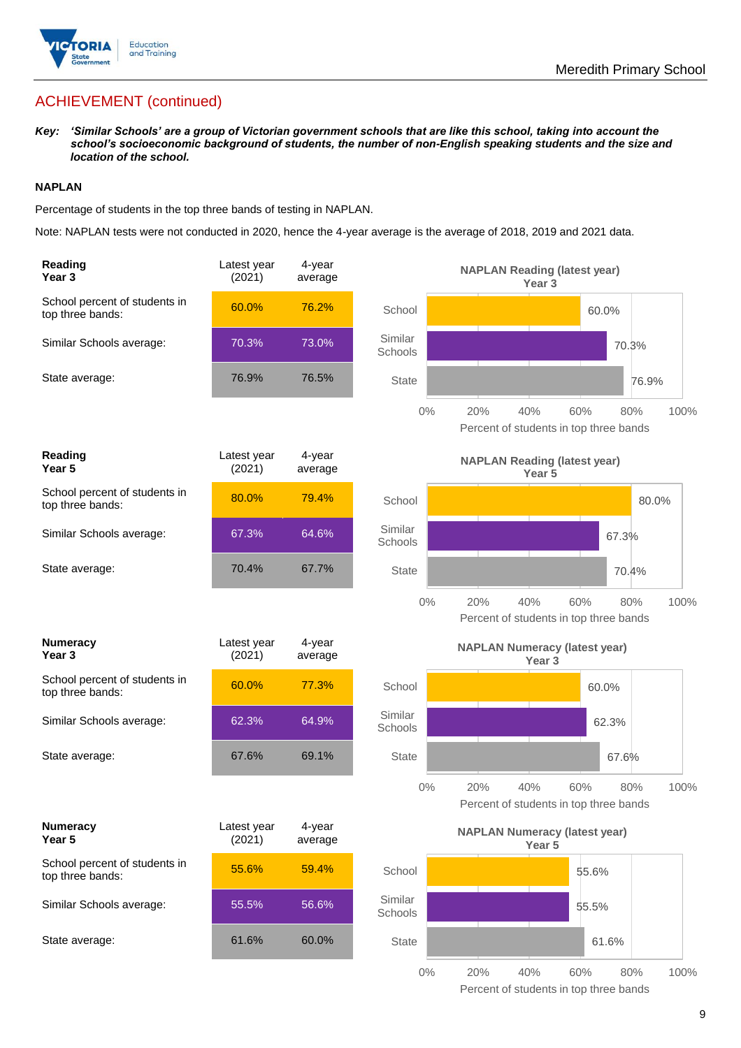## ACHIEVEMENT (continued)

***Key:*** ***'Similar Schools' are a group of Victorian government schools that are like this school, taking into account the school's socioeconomic background of students, the number of non-English speaking students and the size and location of the school.***

**NAPLAN**

Percentage of students in the top three bands of testing in NAPLAN.

Note: NAPLAN tests were not conducted in 2020, hence the 4-year average is the average of 2018, 2019 and 2021 data.

| **Reading Year 3** | Latest year (2021) | 4-year average |
|---|---|---|
| School percent of students in top three bands: | 60.0% | 76.2% |
| Similar Schools average: | 70.3% | 73.0% |
| State average: | 76.9% | 76.5% |

**NAPLAN Reading (latest year) Year 3**

| | Percent of students in top three bands |
|---|---|
| School | 60.0% |
| Similar Schools | 70.3% |
| State | 76.9% |

| **Reading Year 5** | Latest year (2021) | 4-year average |
|---|---|---|
| School percent of students in top three bands: | 80.0% | 79.4% |
| Similar Schools average: | 67.3% | 64.6% |
| State average: | 70.4% | 67.7% |

**NAPLAN Reading (latest year) Year 5**

| | Percent of students in top three bands |
|---|---|
| School | 80.0% |
| Similar Schools | 67.3% |
| State | 70.4% |

| **Numeracy Year 3** | Latest year (2021) | 4-year average |
|---|---|---|
| School percent of students in top three bands: | 60.0% | 77.3% |
| Similar Schools average: | 62.3% | 64.9% |
| State average: | 67.6% | 69.1% |

**NAPLAN Numeracy (latest year) Year 3**

| | Percent of students in top three bands |
|---|---|
| School | 60.0% |
| Similar Schools | 62.3% |
| State | 67.6% |

| **Numeracy Year 5** | Latest year (2021) | 4-year average |
|---|---|---|
| School percent of students in top three bands: | 55.6% | 59.4% |
| Similar Schools average: | 55.5% | 56.6% |
| State average: | 61.6% | 60.0% |

**NAPLAN Numeracy (latest year) Year 5**

| | Percent of students in top three bands |
|---|---|
| School | 55.6% |
| Similar Schools | 55.5% |
| State | 61.6% |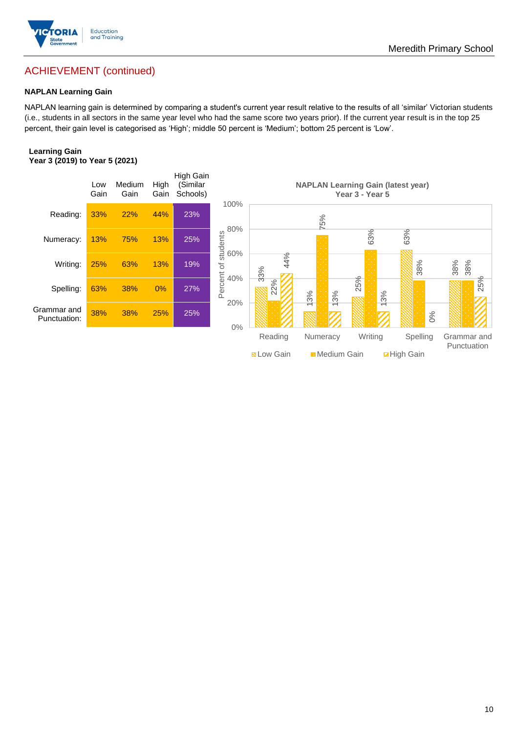## ACHIEVEMENT (continued)

### NAPLAN Learning Gain

NAPLAN learning gain is determined by comparing a student's current year result relative to the results of all 'similar' Victorian students (i.e., students in all sectors in the same year level who had the same score two years prior). If the current year result is in the top 25 percent, their gain level is categorised as 'High'; middle 50 percent is 'Medium'; bottom 25 percent is 'Low'.

**Learning Gain**
**Year 3 (2019) to Year 5 (2021)**

| | Low Gain | Medium Gain | High Gain | High Gain (Similar Schools) |
|---|---|---|---|---|
| Reading: | 33% | 22% | 44% | 23% |
| Numeracy: | 13% | 75% | 13% | 25% |
| Writing: | 25% | 63% | 13% | 19% |
| Spelling: | 63% | 38% | 0% | 27% |
| Grammar and Punctuation: | 38% | 38% | 25% | 25% |

**NAPLAN Learning Gain (latest year)**
**Year 3 - Year 5**

| | Low Gain | Medium Gain | High Gain |
|---|---|---|---|
| Reading | 33% | 22% | 44% |
| Numeracy | 13% | 75% | 13% |
| Writing | 25% | 63% | 13% |
| Spelling | 63% | 38% | 0% |
| Grammar and Punctuation | 38% | 38% | 25% |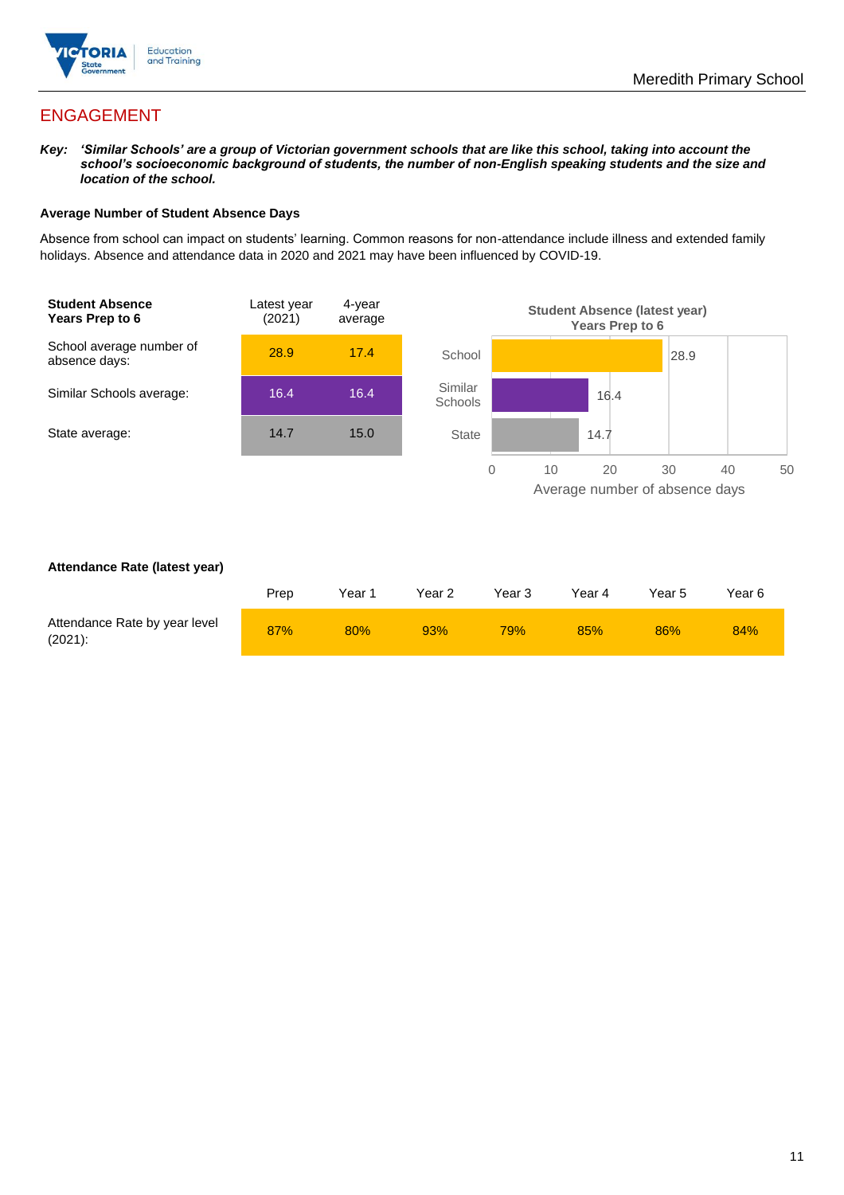# ENGAGEMENT

***Key:*** ***'Similar Schools' are a group of Victorian government schools that are like this school, taking into account the school's socioeconomic background of students, the number of non-English speaking students and the size and location of the school.***

**Average Number of Student Absence Days**

Absence from school can impact on students' learning. Common reasons for non-attendance include illness and extended family holidays. Absence and attendance data in 2020 and 2021 may have been influenced by COVID-19.

| **Student Absence Years Prep to 6** | Latest year (2021) | 4-year average |
| --- | --- | --- |
| School average number of absence days: | 28.9 | 17.4 |
| Similar Schools average: | 16.4 | 16.4 |
| State average: | 14.7 | 15.0 |

**Student Absence (latest year) Years Prep to 6**

| | Average number of absence days |
| --- | --- |
| School | 28.9 |
| Similar Schools | 16.4 |
| State | 14.7 |

**Attendance Rate (latest year)**

| | Prep | Year 1 | Year 2 | Year 3 | Year 4 | Year 5 | Year 6 |
| --- | --- | --- | --- | --- | --- | --- | --- |
| Attendance Rate by year level (2021): | 87% | 80% | 93% | 79% | 85% | 86% | 84% |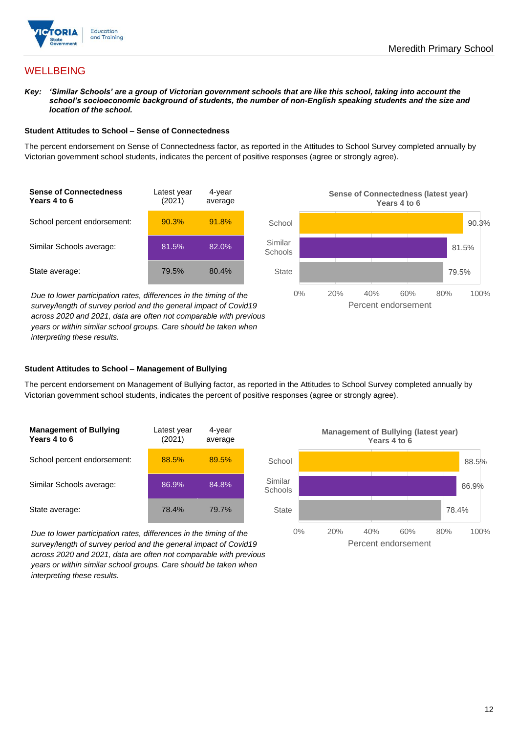Meredith Primary School

# WELLBEING

***Key:*** ***'Similar Schools' are a group of Victorian government schools that are like this school, taking into account the school's socioeconomic background of students, the number of non-English speaking students and the size and location of the school.***

### Student Attitudes to School – Sense of Connectedness

The percent endorsement on Sense of Connectedness factor, as reported in the Attitudes to School Survey completed annually by Victorian government school students, indicates the percent of positive responses (agree or strongly agree).

| Sense of Connectedness Years 4 to 6 | Latest year (2021) | 4-year average |
|---|---|---|
| School percent endorsement: | 90.3% | 91.8% |
| Similar Schools average: | 81.5% | 82.0% |
| State average: | 79.5% | 80.4% |

*Due to lower participation rates, differences in the timing of the survey/length of survey period and the general impact of Covid19 across 2020 and 2021, data are often not comparable with previous years or within similar school groups. Care should be taken when interpreting these results.*

**Sense of Connectedness (latest year) Years 4 to 6**

| | Percent endorsement |
|---|---|
| School | 90.3% |
| Similar Schools | 81.5% |
| State | 79.5% |

### Student Attitudes to School – Management of Bullying

The percent endorsement on Management of Bullying factor, as reported in the Attitudes to School Survey completed annually by Victorian government school students, indicates the percent of positive responses (agree or strongly agree).

| Management of Bullying Years 4 to 6 | Latest year (2021) | 4-year average |
|---|---|---|
| School percent endorsement: | 88.5% | 89.5% |
| Similar Schools average: | 86.9% | 84.8% |
| State average: | 78.4% | 79.7% |

*Due to lower participation rates, differences in the timing of the survey/length of survey period and the general impact of Covid19 across 2020 and 2021, data are often not comparable with previous years or within similar school groups. Care should be taken when interpreting these results.*

**Management of Bullying (latest year) Years 4 to 6**

| | Percent endorsement |
|---|---|
| School | 88.5% |
| Similar Schools | 86.9% |
| State | 78.4% |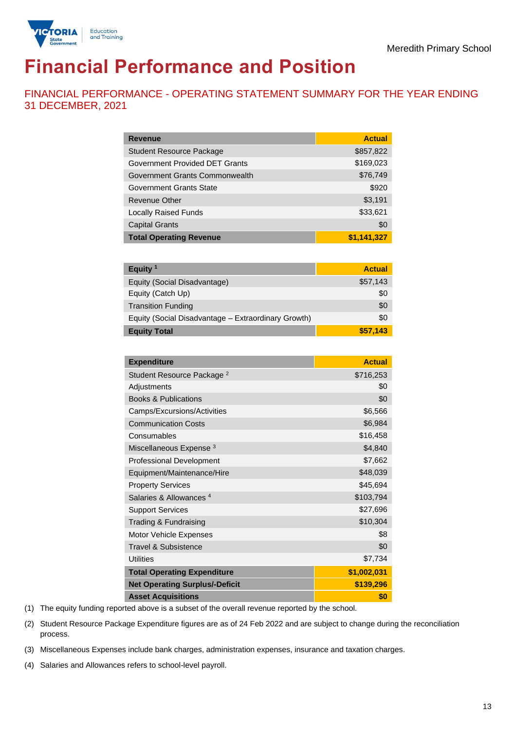Meredith Primary School

# Financial Performance and Position

## FINANCIAL PERFORMANCE - OPERATING STATEMENT SUMMARY FOR THE YEAR ENDING 31 DECEMBER, 2021

| Revenue | Actual |
|---|---|
| Student Resource Package | $857,822 |
| Government Provided DET Grants | $169,023 |
| Government Grants Commonwealth | $76,749 |
| Government Grants State | $920 |
| Revenue Other | $3,191 |
| Locally Raised Funds | $33,621 |
| Capital Grants | $0 |
| **Total Operating Revenue** | **$1,141,327** |

| Equity [1] | Actual |
|---|---|
| Equity (Social Disadvantage) | $57,143 |
| Equity (Catch Up) | $0 |
| Transition Funding | $0 |
| Equity (Social Disadvantage – Extraordinary Growth) | $0 |
| **Equity Total** | **$57,143** |

| Expenditure | Actual |
|---|---|
| Student Resource Package [2] | $716,253 |
| Adjustments | $0 |
| Books & Publications | $0 |
| Camps/Excursions/Activities | $6,566 |
| Communication Costs | $6,984 |
| Consumables | $16,458 |
| Miscellaneous Expense [3] | $4,840 |
| Professional Development | $7,662 |
| Equipment/Maintenance/Hire | $48,039 |
| Property Services | $45,694 |
| Salaries & Allowances [4] | $103,794 |
| Support Services | $27,696 |
| Trading & Fundraising | $10,304 |
| Motor Vehicle Expenses | $8 |
| Travel & Subsistence | $0 |
| Utilities | $7,734 |
| **Total Operating Expenditure** | **$1,002,031** |
| **Net Operating Surplus/-Deficit** | **$139,296** |
| **Asset Acquisitions** | **$0** |

(1) The equity funding reported above is a subset of the overall revenue reported by the school.

(2) Student Resource Package Expenditure figures are as of 24 Feb 2022 and are subject to change during the reconciliation process.

(3) Miscellaneous Expenses include bank charges, administration expenses, insurance and taxation charges.

(4) Salaries and Allowances refers to school-level payroll.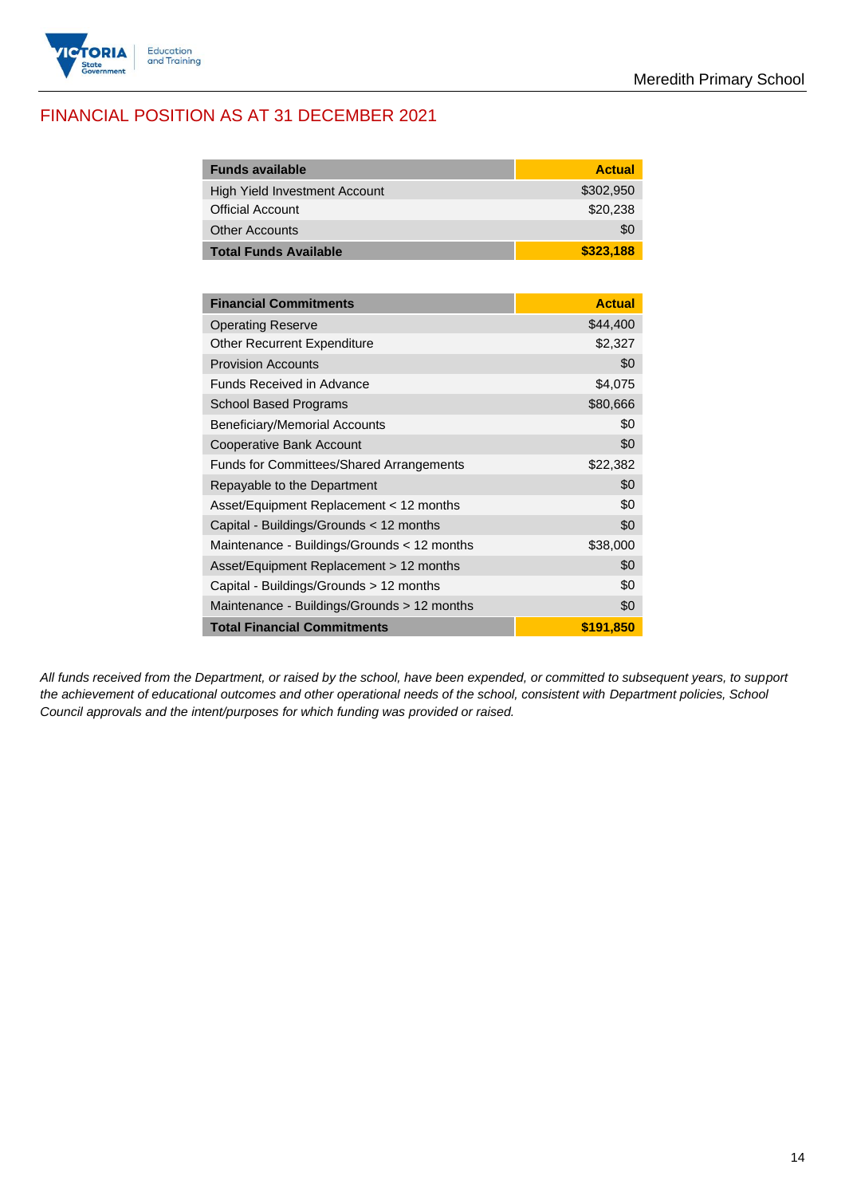# FINANCIAL POSITION AS AT 31 DECEMBER 2021

| Funds available | Actual |
|---|---|
| High Yield Investment Account | $302,950 |
| Official Account | $20,238 |
| Other Accounts | $0 |
| **Total Funds Available** | **$323,188** |

| Financial Commitments | Actual |
|---|---|
| Operating Reserve | $44,400 |
| Other Recurrent Expenditure | $2,327 |
| Provision Accounts | $0 |
| Funds Received in Advance | $4,075 |
| School Based Programs | $80,666 |
| Beneficiary/Memorial Accounts | $0 |
| Cooperative Bank Account | $0 |
| Funds for Committees/Shared Arrangements | $22,382 |
| Repayable to the Department | $0 |
| Asset/Equipment Replacement < 12 months | $0 |
| Capital - Buildings/Grounds < 12 months | $0 |
| Maintenance - Buildings/Grounds < 12 months | $38,000 |
| Asset/Equipment Replacement > 12 months | $0 |
| Capital - Buildings/Grounds > 12 months | $0 |
| Maintenance - Buildings/Grounds > 12 months | $0 |
| **Total Financial Commitments** | **$191,850** |

*All funds received from the Department, or raised by the school, have been expended, or committed to subsequent years, to support the achievement of educational outcomes and other operational needs of the school, consistent with Department policies, School Council approvals and the intent/purposes for which funding was provided or raised.*